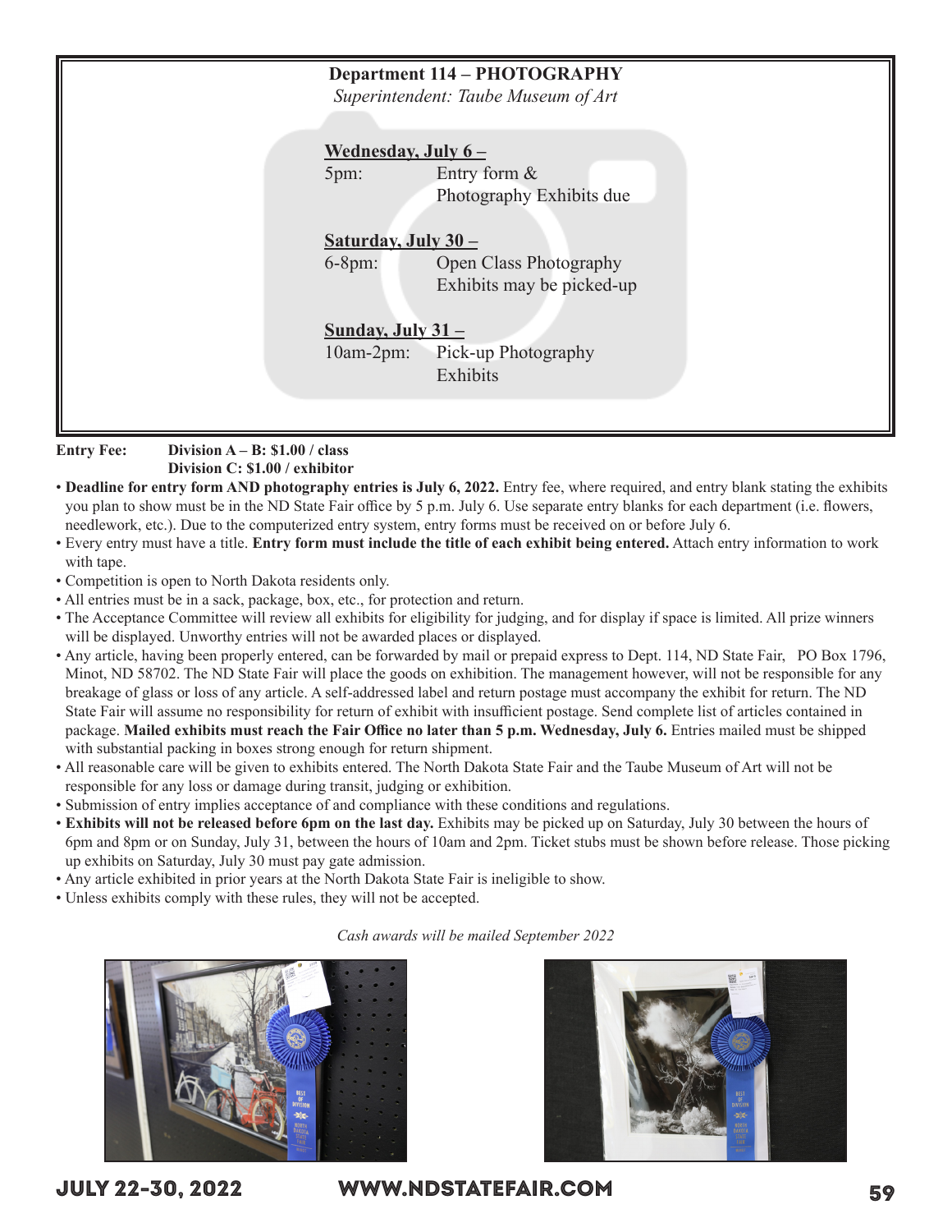## Department 114 – PHOTOGRAPHY

*Superintendent: Taube Museum of Art*

**Wednesday, July 6 –**

5pm: Entry form & Photography Exhibits due

**Saturday, July 30 –**

6-8pm: Open Class Photography Exhibits may be picked-up

**Sunday, July 31 –**

10am-2pm: Pick-up Photography Exhibits

**Entry Fee:** **Division A – B: $1.00 / class**
**Division C: $1.00 / exhibitor**

- **Deadline for entry form AND photography entries is July 6, 2022.** Entry fee, where required, and entry blank stating the exhibits you plan to show must be in the ND State Fair office by 5 p.m. July 6. Use separate entry blanks for each department (i.e. flowers, needlework, etc.). Due to the computerized entry system, entry forms must be received on or before July 6.
- Every entry must have a title. **Entry form must include the title of each exhibit being entered.** Attach entry information to work with tape.
- Competition is open to North Dakota residents only.
- All entries must be in a sack, package, box, etc., for protection and return.
- The Acceptance Committee will review all exhibits for eligibility for judging, and for display if space is limited. All prize winners will be displayed. Unworthy entries will not be awarded places or displayed.
- Any article, having been properly entered, can be forwarded by mail or prepaid express to Dept. 114, ND State Fair, PO Box 1796, Minot, ND 58702. The ND State Fair will place the goods on exhibition. The management however, will not be responsible for any breakage of glass or loss of any article. A self-addressed label and return postage must accompany the exhibit for return. The ND State Fair will assume no responsibility for return of exhibit with insufficient postage. Send complete list of articles contained in package. **Mailed exhibits must reach the Fair Office no later than 5 p.m. Wednesday, July 6.** Entries mailed must be shipped with substantial packing in boxes strong enough for return shipment.
- All reasonable care will be given to exhibits entered. The North Dakota State Fair and the Taube Museum of Art will not be responsible for any loss or damage during transit, judging or exhibition.
- Submission of entry implies acceptance of and compliance with these conditions and regulations.
- **Exhibits will not be released before 6pm on the last day.** Exhibits may be picked up on Saturday, July 30 between the hours of 6pm and 8pm or on Sunday, July 31, between the hours of 10am and 2pm. Ticket stubs must be shown before release. Those picking up exhibits on Saturday, July 30 must pay gate admission.
- Any article exhibited in prior years at the North Dakota State Fair is ineligible to show.
- Unless exhibits comply with these rules, they will not be accepted.

*Cash awards will be mailed September 2022*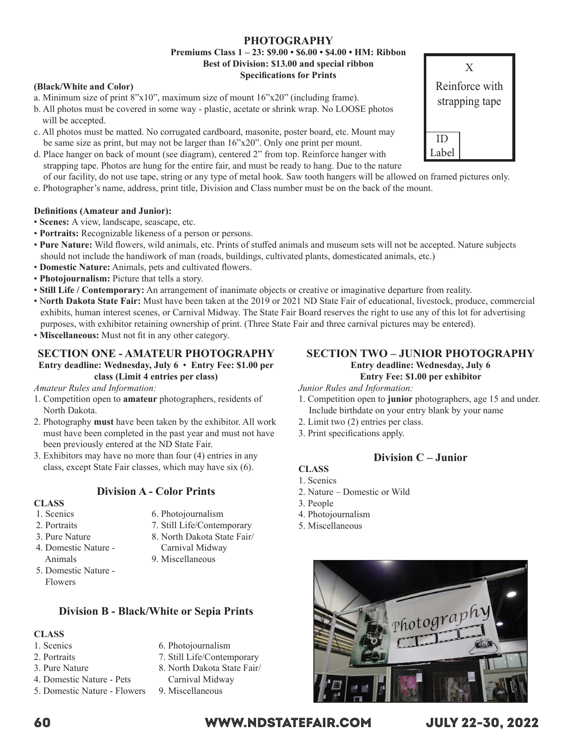# PHOTOGRAPHY

**Premiums Class 1 – 23: $9.00 • $6.00 • $4.00 • HM: Ribbon**
**Best of Division: $13.00 and special ribbon**
**Specifications for Prints**

X
Reinforce with strapping tape
ID Label

**(Black/White and Color)**

a. Minimum size of print 8"x10", maximum size of mount 16"x20" (including frame).
b. All photos must be covered in some way - plastic, acetate or shrink wrap. No LOOSE photos will be accepted.
c. All photos must be matted. No corrugated cardboard, masonite, poster board, etc. Mount may be same size as print, but may not be larger than 16"x20". Only one print per mount.
d. Place hanger on back of mount (see diagram), centered 2" from top. Reinforce hanger with strapping tape. Photos are hung for the entire fair, and must be ready to hang. Due to the nature of our facility, do not use tape, string or any type of metal hook. Saw tooth hangers will be allowed on framed pictures only.
e. Photographer's name, address, print title, Division and Class number must be on the back of the mount.

**Definitions (Amateur and Junior):**

- **Scenes:** A view, landscape, seascape, etc.
- **Portraits:** Recognizable likeness of a person or persons.
- **Pure Nature:** Wild flowers, wild animals, etc. Prints of stuffed animals and museum sets will not be accepted. Nature subjects should not include the handiwork of man (roads, buildings, cultivated plants, domesticated animals, etc.)
- **Domestic Nature:** Animals, pets and cultivated flowers.
- **Photojournalism:** Picture that tells a story.
- **Still Life / Contemporary:** An arrangement of inanimate objects or creative or imaginative departure from reality.
- N**orth Dakota State Fair:** Must have been taken at the 2019 or 2021 ND State Fair of educational, livestock, produce, commercial exhibits, human interest scenes, or Carnival Midway. The State Fair Board reserves the right to use any of this lot for advertising purposes, with exhibitor retaining ownership of print. (Three State Fair and three carnival pictures may be entered).
- **Miscellaneous:** Must not fit in any other category.

## SECTION ONE - AMATEUR PHOTOGRAPHY

**Entry deadline: Wednesday, July 6 • Entry Fee: $1.00 per class (Limit 4 entries per class)**

*Amateur Rules and Information:*

1. Competition open to **amateur** photographers, residents of North Dakota.
2. Photography **must** have been taken by the exhibitor. All work must have been completed in the past year and must not have been previously entered at the ND State Fair.
3. Exhibitors may have no more than four (4) entries in any class, except State Fair classes, which may have six (6).

### Division A - Color Prints

**CLASS**

1. Scenics
2. Portraits
3. Pure Nature
4. Domestic Nature - Animals
5. Domestic Nature - Flowers
6. Photojournalism
7. Still Life/Contemporary
8. North Dakota State Fair/ Carnival Midway
9. Miscellaneous

### Division B - Black/White or Sepia Prints

**CLASS**

1. Scenics
2. Portraits
3. Pure Nature
4. Domestic Nature - Pets
5. Domestic Nature - Flowers
6. Photojournalism
7. Still Life/Contemporary
8. North Dakota State Fair/ Carnival Midway
9. Miscellaneous

## SECTION TWO – JUNIOR PHOTOGRAPHY

**Entry deadline: Wednesday, July 6**
**Entry Fee: $1.00 per exhibitor**

*Junior Rules and Information:*

1. Competition open to **junior** photographers, age 15 and under. Include birthdate on your entry blank by your name
2. Limit two (2) entries per class.
3. Print specifications apply.

### Division C – Junior

**CLASS**

1. Scenics
2. Nature – Domestic or Wild
3. People
4. Photojournalism
5. Miscellaneous